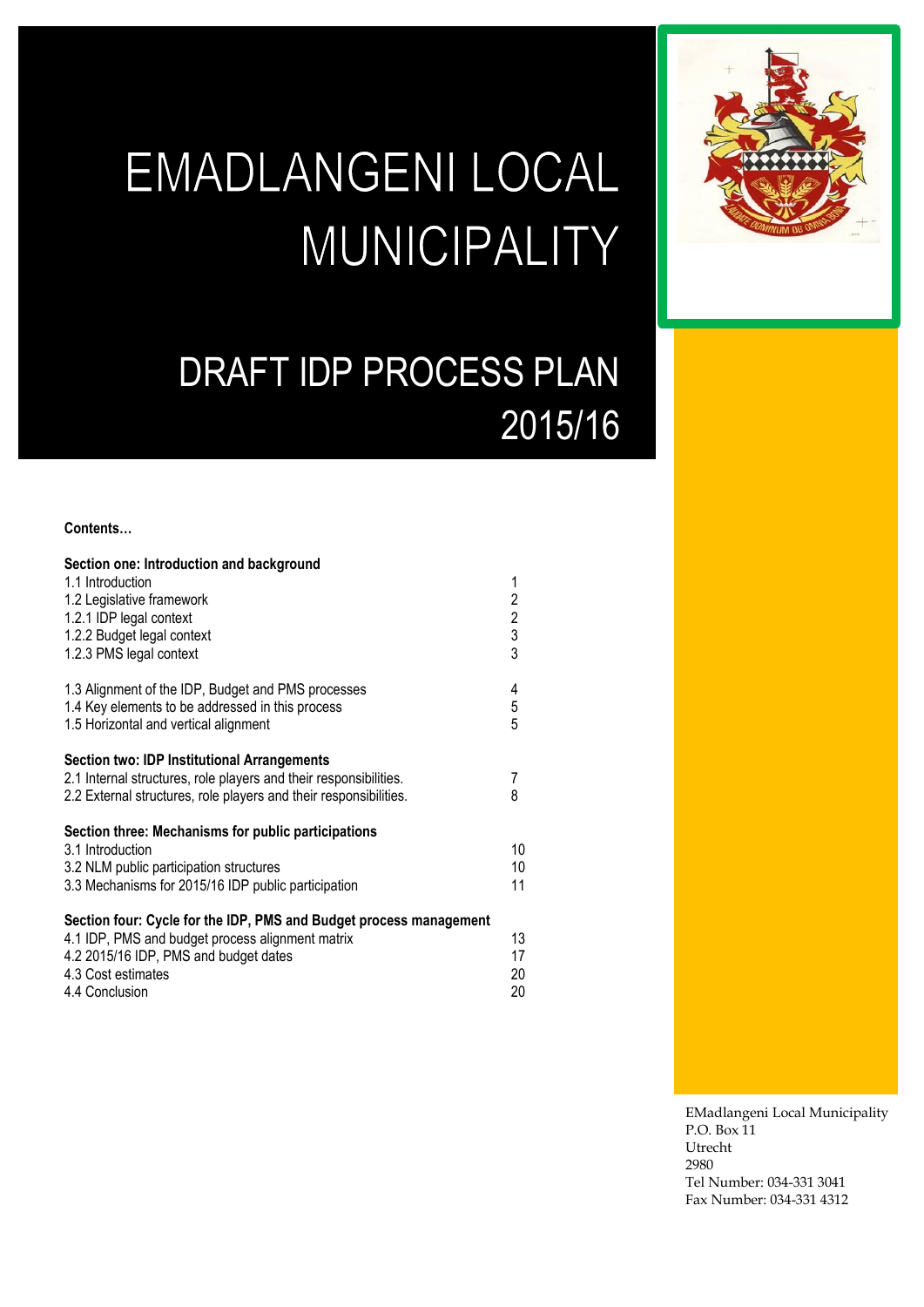# EMADLANGENI LOCAL MUNICIPALITY

## DRAFT IDP PROCESS PLAN 2015/16

**Contents…**

| | |
|---|---|
| **Section one: Introduction and background** | |
| 1.1 Introduction | 1 |
| 1.2 Legislative framework | 2 |
| 1.2.1 IDP legal context | 2 |
| 1.2.2 Budget legal context | 3 |
| 1.2.3 PMS legal context | 3 |
| 1.3 Alignment of the IDP, Budget and PMS processes | 4 |
| 1.4 Key elements to be addressed in this process | 5 |
| 1.5 Horizontal and vertical alignment | 5 |
| **Section two: IDP Institutional Arrangements** | |
| 2.1 Internal structures, role players and their responsibilities. | 7 |
| 2.2 External structures, role players and their responsibilities. | 8 |
| **Section three: Mechanisms for public participations** | |
| 3.1 Introduction | 10 |
| 3.2 NLM public participation structures | 10 |
| 3.3 Mechanisms for 2015/16 IDP public participation | 11 |
| **Section four: Cycle for the IDP, PMS and Budget process management** | |
| 4.1 IDP, PMS and budget process alignment matrix | 13 |
| 4.2 2015/16 IDP, PMS and budget dates | 17 |
| 4.3 Cost estimates | 20 |
| 4.4 Conclusion | 20 |

EMadlangeni Local Municipality
P.O. Box 11
Utrecht
2980
Tel Number: 034-331 3041
Fax Number: 034-331 4312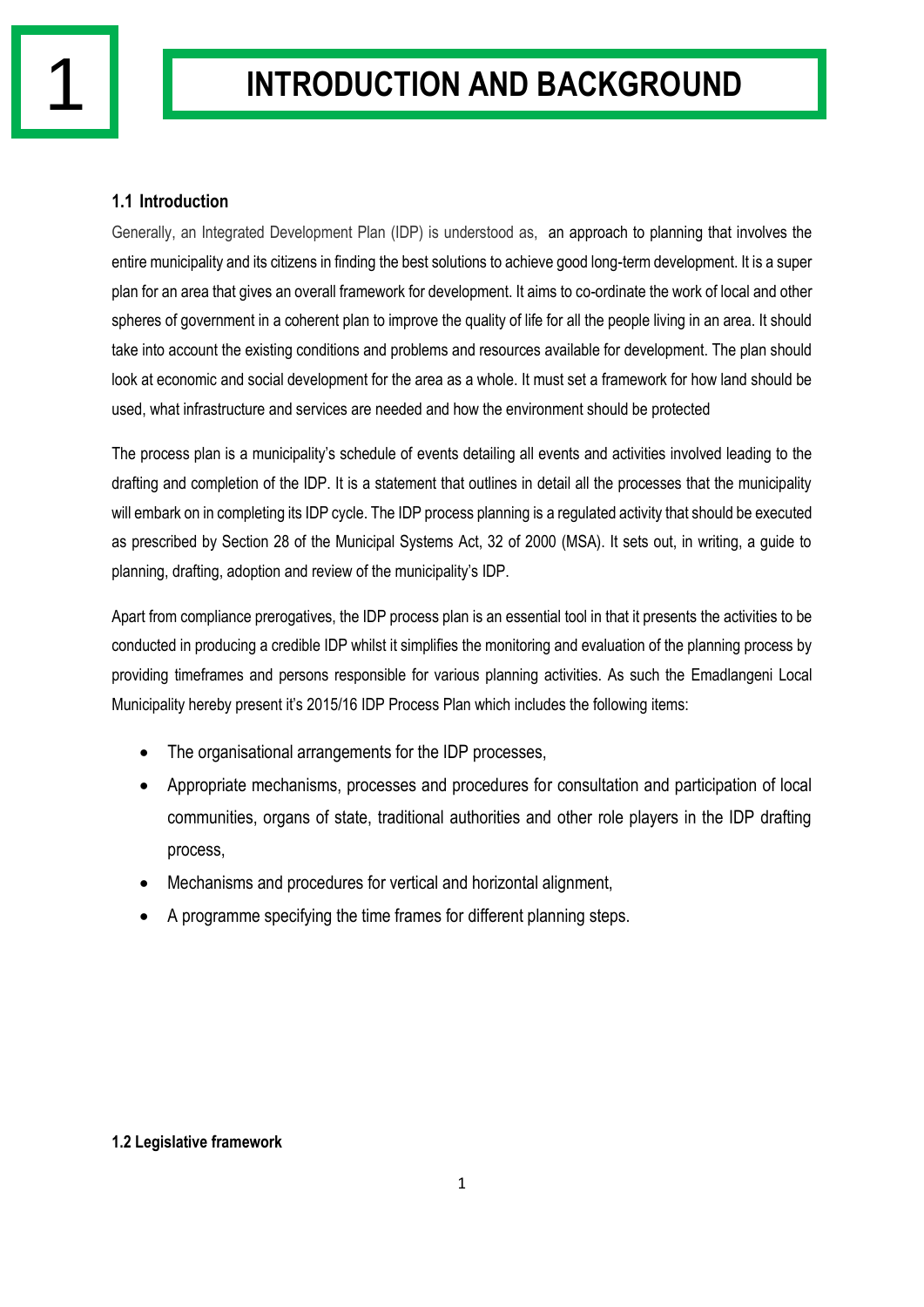# 1 INTRODUCTION AND BACKGROUND

## 1.1 Introduction

Generally, an Integrated Development Plan (IDP) is understood as, an approach to planning that involves the entire municipality and its citizens in finding the best solutions to achieve good long-term development. It is a super plan for an area that gives an overall framework for development. It aims to co-ordinate the work of local and other spheres of government in a coherent plan to improve the quality of life for all the people living in an area. It should take into account the existing conditions and problems and resources available for development. The plan should look at economic and social development for the area as a whole. It must set a framework for how land should be used, what infrastructure and services are needed and how the environment should be protected

The process plan is a municipality's schedule of events detailing all events and activities involved leading to the drafting and completion of the IDP. It is a statement that outlines in detail all the processes that the municipality will embark on in completing its IDP cycle. The IDP process planning is a regulated activity that should be executed as prescribed by Section 28 of the Municipal Systems Act, 32 of 2000 (MSA). It sets out, in writing, a guide to planning, drafting, adoption and review of the municipality's IDP.

Apart from compliance prerogatives, the IDP process plan is an essential tool in that it presents the activities to be conducted in producing a credible IDP whilst it simplifies the monitoring and evaluation of the planning process by providing timeframes and persons responsible for various planning activities. As such the Emadlangeni Local Municipality hereby present it's 2015/16 IDP Process Plan which includes the following items:

- The organisational arrangements for the IDP processes,
- Appropriate mechanisms, processes and procedures for consultation and participation of local communities, organs of state, traditional authorities and other role players in the IDP drafting process,
- Mechanisms and procedures for vertical and horizontal alignment,
- A programme specifying the time frames for different planning steps.

## 1.2 Legislative framework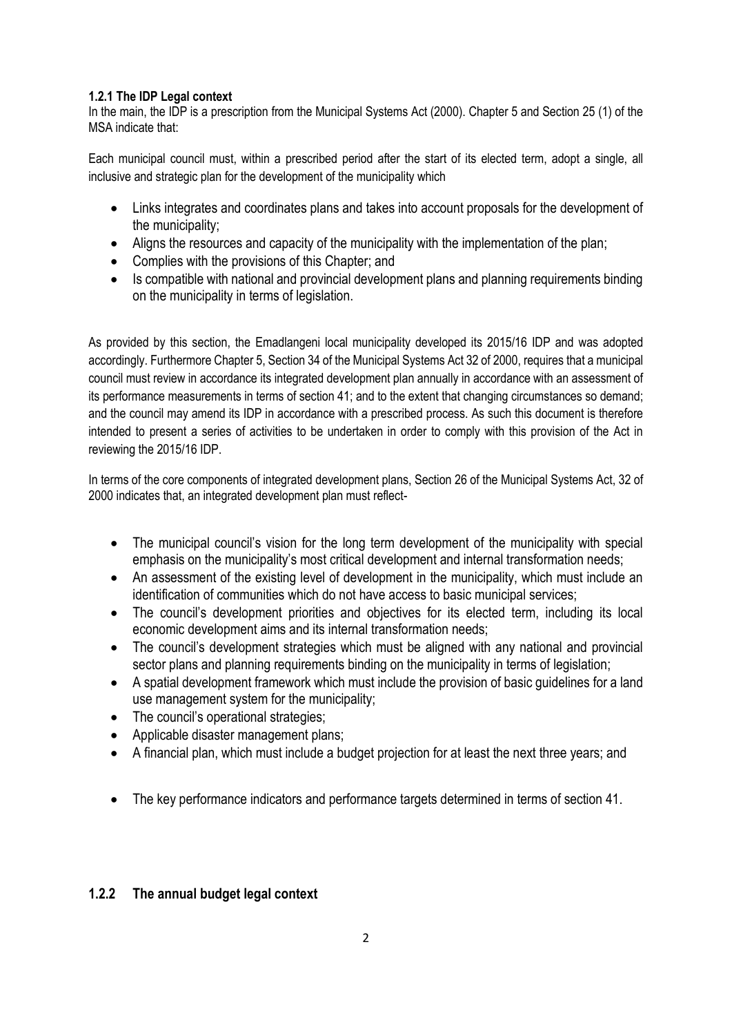#### 1.2.1 The IDP Legal context

In the main, the IDP is a prescription from the Municipal Systems Act (2000). Chapter 5 and Section 25 (1) of the MSA indicate that:

Each municipal council must, within a prescribed period after the start of its elected term, adopt a single, all inclusive and strategic plan for the development of the municipality which

- Links integrates and coordinates plans and takes into account proposals for the development of the municipality;
- Aligns the resources and capacity of the municipality with the implementation of the plan;
- Complies with the provisions of this Chapter; and
- Is compatible with national and provincial development plans and planning requirements binding on the municipality in terms of legislation.

As provided by this section, the Emadlangeni local municipality developed its 2015/16 IDP and was adopted accordingly. Furthermore Chapter 5, Section 34 of the Municipal Systems Act 32 of 2000, requires that a municipal council must review in accordance its integrated development plan annually in accordance with an assessment of its performance measurements in terms of section 41; and to the extent that changing circumstances so demand; and the council may amend its IDP in accordance with a prescribed process. As such this document is therefore intended to present a series of activities to be undertaken in order to comply with this provision of the Act in reviewing the 2015/16 IDP.

In terms of the core components of integrated development plans, Section 26 of the Municipal Systems Act, 32 of 2000 indicates that, an integrated development plan must reflect-

- The municipal council's vision for the long term development of the municipality with special emphasis on the municipality's most critical development and internal transformation needs;
- An assessment of the existing level of development in the municipality, which must include an identification of communities which do not have access to basic municipal services;
- The council's development priorities and objectives for its elected term, including its local economic development aims and its internal transformation needs;
- The council's development strategies which must be aligned with any national and provincial sector plans and planning requirements binding on the municipality in terms of legislation;
- A spatial development framework which must include the provision of basic guidelines for a land use management system for the municipality;
- The council's operational strategies;
- Applicable disaster management plans;
- A financial plan, which must include a budget projection for at least the next three years; and
- The key performance indicators and performance targets determined in terms of section 41.

### 1.2.2 The annual budget legal context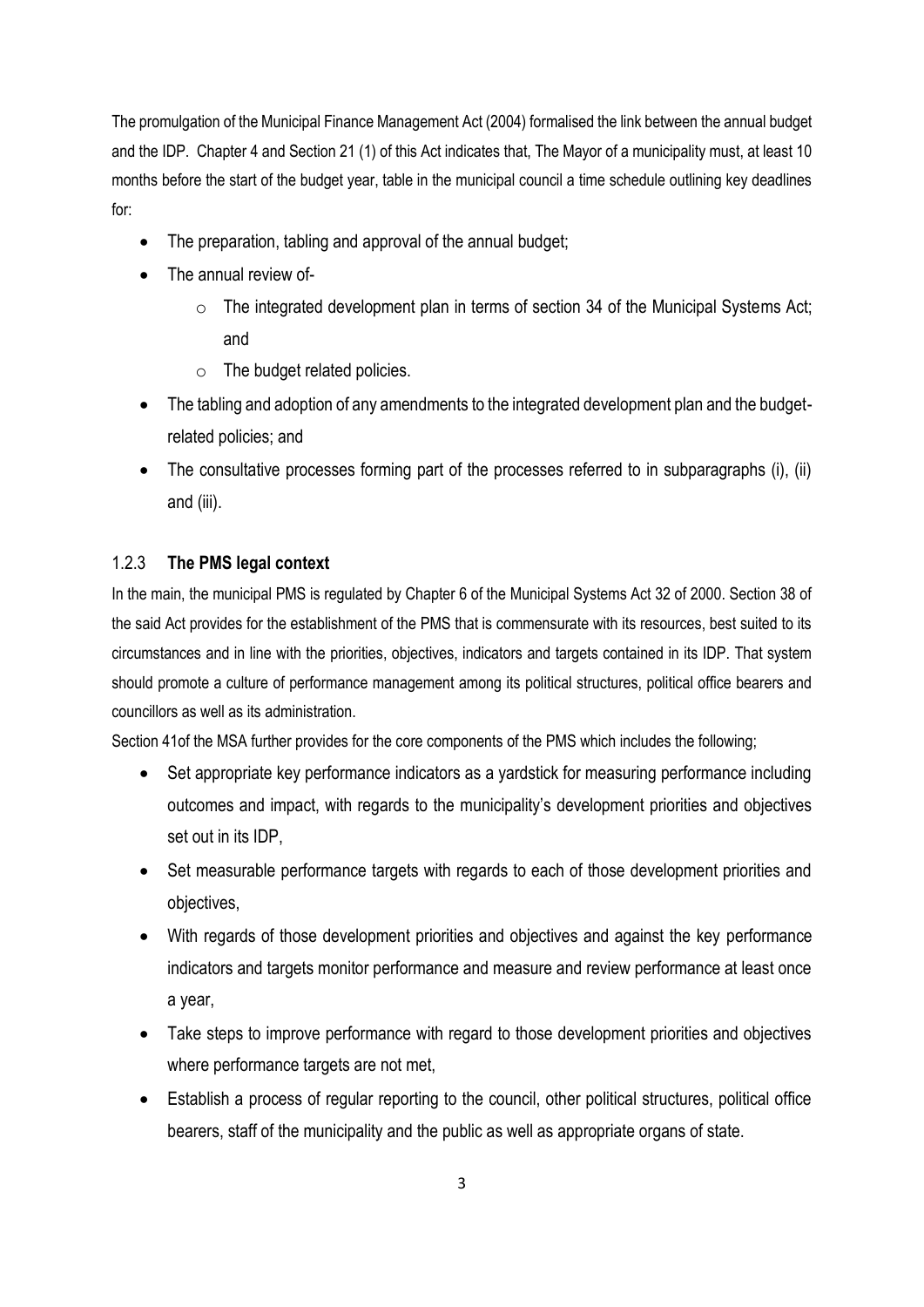The promulgation of the Municipal Finance Management Act (2004) formalised the link between the annual budget and the IDP. Chapter 4 and Section 21 (1) of this Act indicates that, The Mayor of a municipality must, at least 10 months before the start of the budget year, table in the municipal council a time schedule outlining key deadlines for:

- The preparation, tabling and approval of the annual budget;
- The annual review of-
  - The integrated development plan in terms of section 34 of the Municipal Systems Act; and
  - The budget related policies.
- The tabling and adoption of any amendments to the integrated development plan and the budget-related policies; and
- The consultative processes forming part of the processes referred to in subparagraphs (i), (ii) and (iii).

### 1.2.3 **The PMS legal context**

In the main, the municipal PMS is regulated by Chapter 6 of the Municipal Systems Act 32 of 2000. Section 38 of the said Act provides for the establishment of the PMS that is commensurate with its resources, best suited to its circumstances and in line with the priorities, objectives, indicators and targets contained in its IDP. That system should promote a culture of performance management among its political structures, political office bearers and councillors as well as its administration.

Section 41of the MSA further provides for the core components of the PMS which includes the following;

- Set appropriate key performance indicators as a yardstick for measuring performance including outcomes and impact, with regards to the municipality's development priorities and objectives set out in its IDP,
- Set measurable performance targets with regards to each of those development priorities and objectives,
- With regards of those development priorities and objectives and against the key performance indicators and targets monitor performance and measure and review performance at least once a year,
- Take steps to improve performance with regard to those development priorities and objectives where performance targets are not met,
- Establish a process of regular reporting to the council, other political structures, political office bearers, staff of the municipality and the public as well as appropriate organs of state.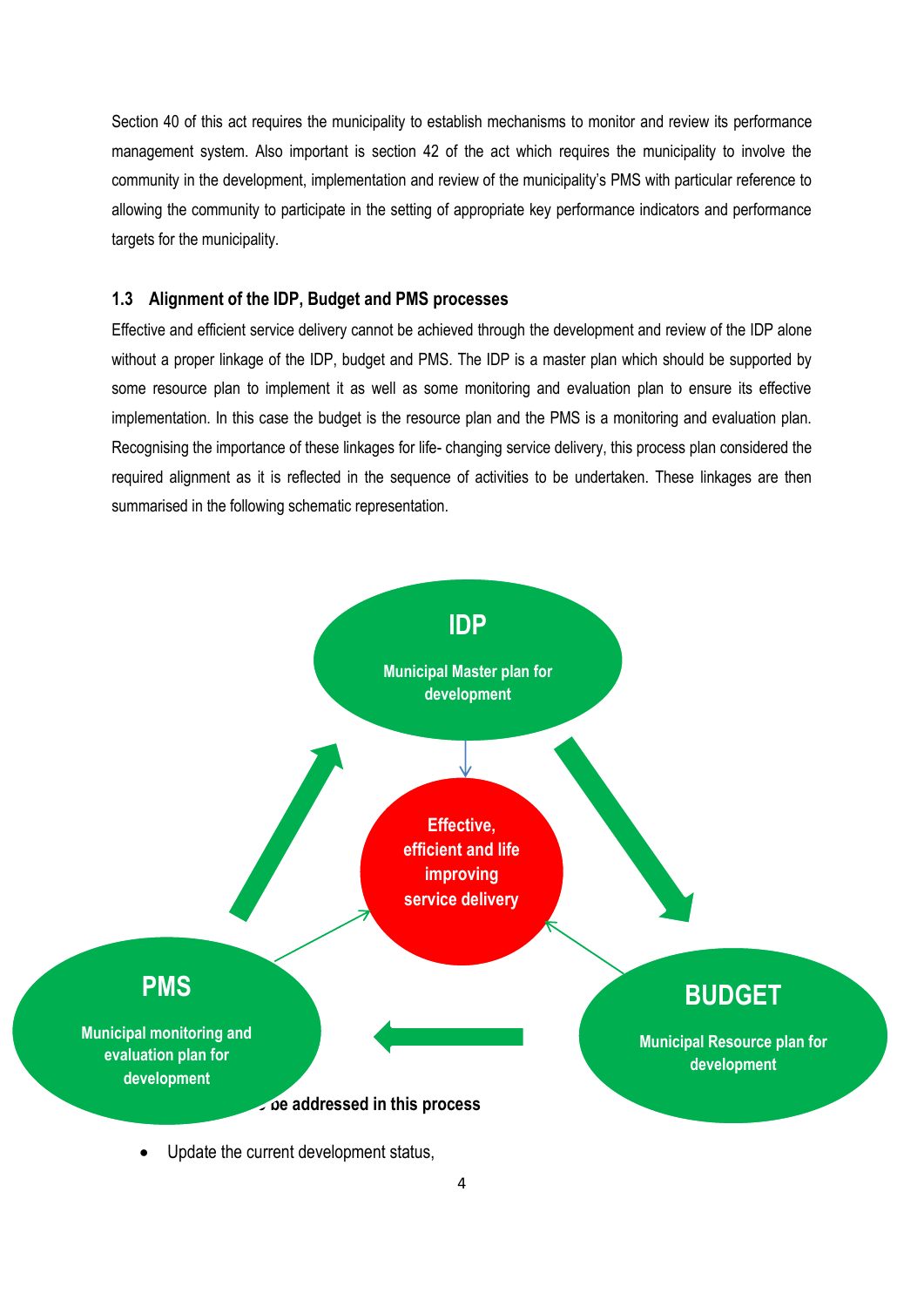Section 40 of this act requires the municipality to establish mechanisms to monitor and review its performance management system. Also important is section 42 of the act which requires the municipality to involve the community in the development, implementation and review of the municipality's PMS with particular reference to allowing the community to participate in the setting of appropriate key performance indicators and performance targets for the municipality.

### 1.3 Alignment of the IDP, Budget and PMS processes

Effective and efficient service delivery cannot be achieved through the development and review of the IDP alone without a proper linkage of the IDP, budget and PMS. The IDP is a master plan which should be supported by some resource plan to implement it as well as some monitoring and evaluation plan to ensure its effective implementation. In this case the budget is the resource plan and the PMS is a monitoring and evaluation plan. Recognising the importance of these linkages for life- changing service delivery, this process plan considered the required alignment as it is reflected in the sequence of activities to be undertaken. These linkages are then summarised in the following schematic representation.

IDP

Municipal Master plan for development

Effective, efficient and life improving service delivery

BUDGET

Municipal Resource plan for development

PMS

Municipal monitoring and evaluation plan for development

**...be addressed in this process**

- Update the current development status,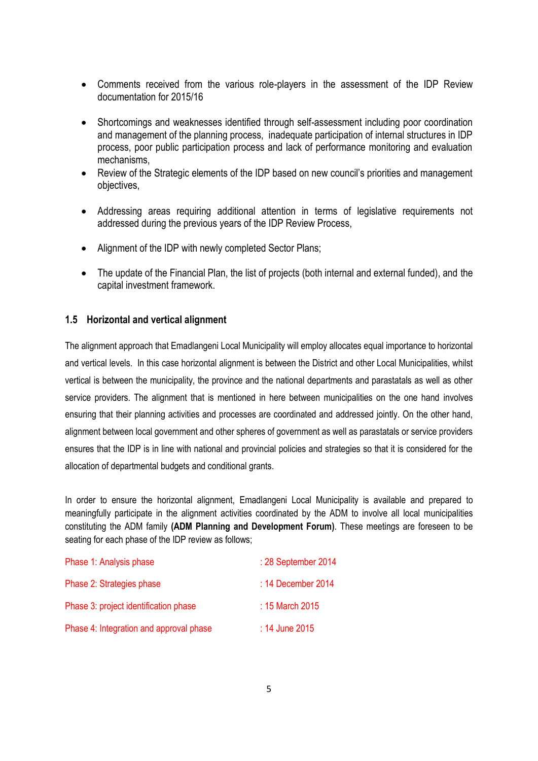- Comments received from the various role-players in the assessment of the IDP Review documentation for 2015/16

- Shortcomings and weaknesses identified through self-assessment including poor coordination and management of the planning process, inadequate participation of internal structures in IDP process, poor public participation process and lack of performance monitoring and evaluation mechanisms,
- Review of the Strategic elements of the IDP based on new council's priorities and management objectives,

- Addressing areas requiring additional attention in terms of legislative requirements not addressed during the previous years of the IDP Review Process,

- Alignment of the IDP with newly completed Sector Plans;

- The update of the Financial Plan, the list of projects (both internal and external funded), and the capital investment framework.

### 1.5 Horizontal and vertical alignment

The alignment approach that Emadlangeni Local Municipality will employ allocates equal importance to horizontal and vertical levels. In this case horizontal alignment is between the District and other Local Municipalities, whilst vertical is between the municipality, the province and the national departments and parastatals as well as other service providers. The alignment that is mentioned in here between municipalities on the one hand involves ensuring that their planning activities and processes are coordinated and addressed jointly. On the other hand, alignment between local government and other spheres of government as well as parastatals or service providers ensures that the IDP is in line with national and provincial policies and strategies so that it is considered for the allocation of departmental budgets and conditional grants.

In order to ensure the horizontal alignment, Emadlangeni Local Municipality is available and prepared to meaningfully participate in the alignment activities coordinated by the ADM to involve all local municipalities constituting the ADM family **(ADM Planning and Development Forum)**. These meetings are foreseen to be seating for each phase of the IDP review as follows;

| | |
|---|---|
| Phase 1: Analysis phase | : 28 September 2014 |
| Phase 2: Strategies phase | : 14 December 2014 |
| Phase 3: project identification phase | : 15 March 2015 |
| Phase 4: Integration and approval phase | : 14 June 2015 |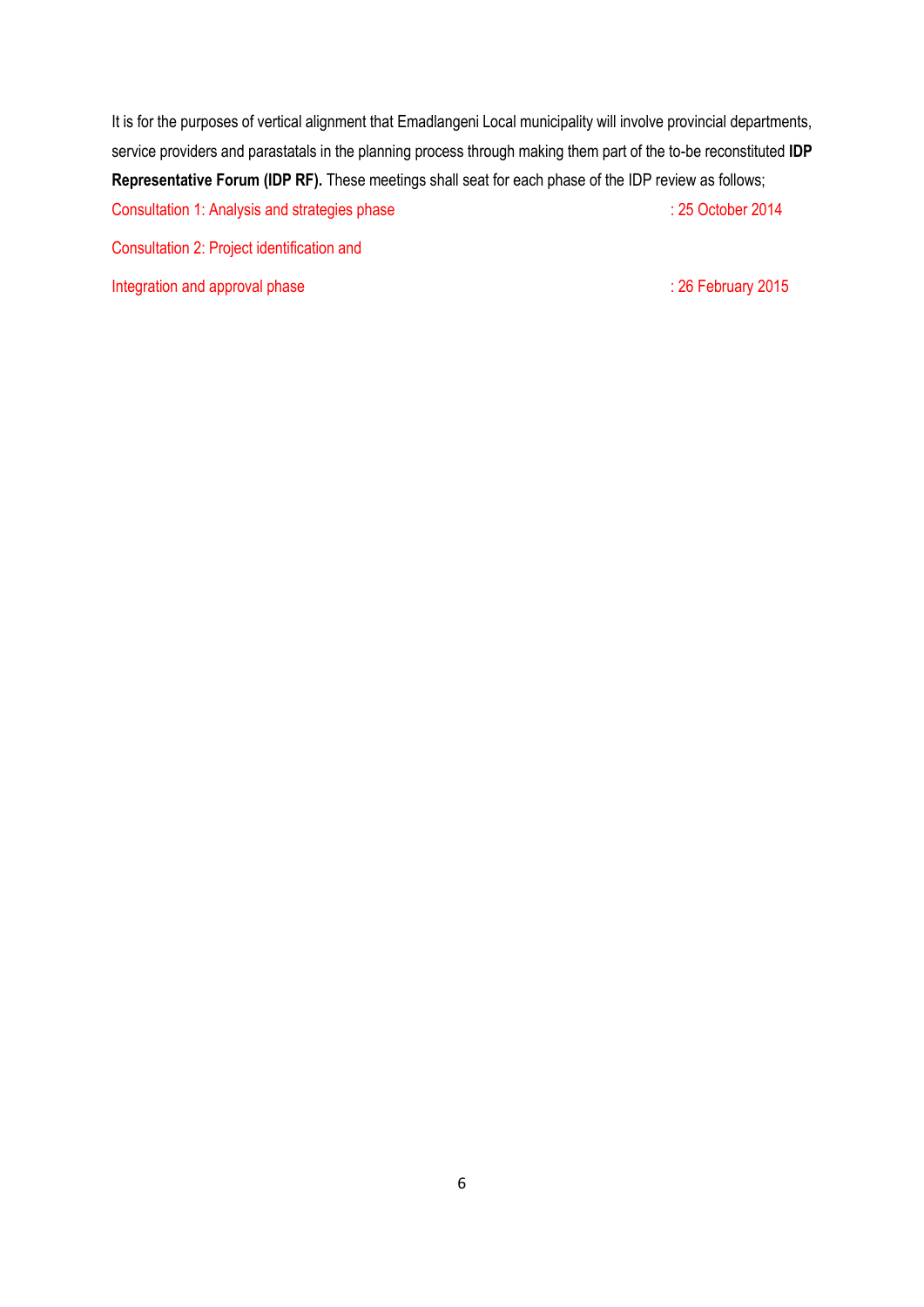It is for the purposes of vertical alignment that Emadlangeni Local municipality will involve provincial departments, service providers and parastatals in the planning process through making them part of the to-be reconstituted **IDP Representative Forum (IDP RF).** These meetings shall seat for each phase of the IDP review as follows;

Consultation 1: Analysis and strategies phase : 25 October 2014

Consultation 2: Project identification and

Integration and approval phase : 26 February 2015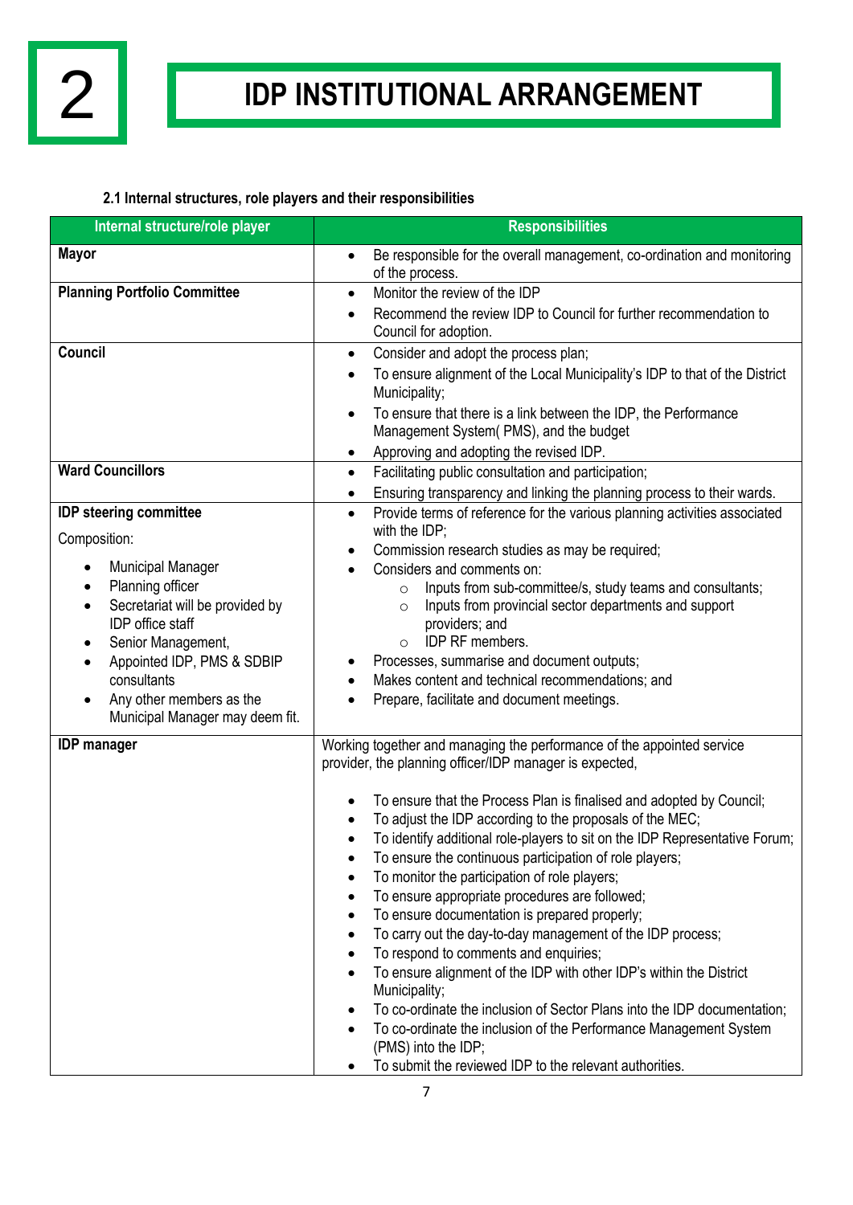# 2 IDP INSTITUTIONAL ARRANGEMENT

### 2.1 Internal structures, role players and their responsibilities

| Internal structure/role player | Responsibilities |
|---|---|
| **Mayor** | • Be responsible for the overall management, co-ordination and monitoring of the process. |
| **Planning Portfolio Committee** | • Monitor the review of the IDP<br>• Recommend the review IDP to Council for further recommendation to Council for adoption. |
| **Council** | • Consider and adopt the process plan;<br>• To ensure alignment of the Local Municipality's IDP to that of the District Municipality;<br>• To ensure that there is a link between the IDP, the Performance Management System( PMS), and the budget<br>• Approving and adopting the revised IDP. |
| **Ward Councillors** | • Facilitating public consultation and participation;<br>• Ensuring transparency and linking the planning process to their wards. |
| **IDP steering committee**<br>Composition:<br>• Municipal Manager<br>• Planning officer<br>• Secretariat will be provided by IDP office staff<br>• Senior Management,<br>• Appointed IDP, PMS & SDBIP consultants<br>• Any other members as the Municipal Manager may deem fit. | • Provide terms of reference for the various planning activities associated with the IDP;<br>• Commission research studies as may be required;<br>• Considers and comments on:<br>&nbsp;&nbsp;○ Inputs from sub-committee/s, study teams and consultants;<br>&nbsp;&nbsp;○ Inputs from provincial sector departments and support providers; and<br>&nbsp;&nbsp;○ IDP RF members.<br>• Processes, summarise and document outputs;<br>• Makes content and technical recommendations; and<br>• Prepare, facilitate and document meetings. |
| **IDP manager** | Working together and managing the performance of the appointed service provider, the planning officer/IDP manager is expected,<br>• To ensure that the Process Plan is finalised and adopted by Council;<br>• To adjust the IDP according to the proposals of the MEC;<br>• To identify additional role-players to sit on the IDP Representative Forum;<br>• To ensure the continuous participation of role players;<br>• To monitor the participation of role players;<br>• To ensure appropriate procedures are followed;<br>• To ensure documentation is prepared properly;<br>• To carry out the day-to-day management of the IDP process;<br>• To respond to comments and enquiries;<br>• To ensure alignment of the IDP with other IDP's within the District Municipality;<br>• To co-ordinate the inclusion of Sector Plans into the IDP documentation;<br>• To co-ordinate the inclusion of the Performance Management System (PMS) into the IDP;<br>• To submit the reviewed IDP to the relevant authorities. |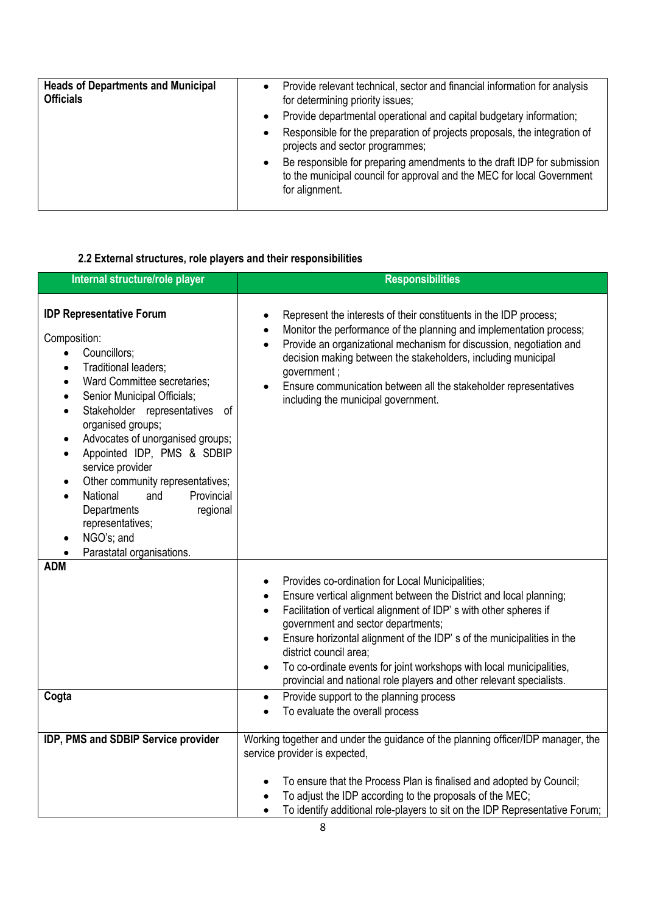| | |
|---|---|
| **Heads of Departments and Municipal Officials** | • Provide relevant technical, sector and financial information for analysis for determining priority issues;<br>• Provide departmental operational and capital budgetary information;<br>• Responsible for the preparation of projects proposals, the integration of projects and sector programmes;<br>• Be responsible for preparing amendments to the draft IDP for submission to the municipal council for approval and the MEC for local Government for alignment. |

### 2.2 External structures, role players and their responsibilities

| Internal structure/role player | Responsibilities |
|---|---|
| **IDP Representative Forum**<br><br>Composition:<br>• Councillors;<br>• Traditional leaders;<br>• Ward Committee secretaries;<br>• Senior Municipal Officials;<br>• Stakeholder representatives of organised groups;<br>• Advocates of unorganised groups;<br>• Appointed IDP, PMS & SDBIP service provider<br>• Other community representatives;<br>• National and Provincial Departments regional representatives;<br>• NGO's; and<br>• Parastatal organisations. | • Represent the interests of their constituents in the IDP process;<br>• Monitor the performance of the planning and implementation process;<br>• Provide an organizational mechanism for discussion, negotiation and decision making between the stakeholders, including municipal government ;<br>• Ensure communication between all the stakeholder representatives including the municipal government. |
| **ADM** | • Provides co-ordination for Local Municipalities;<br>• Ensure vertical alignment between the District and local planning;<br>• Facilitation of vertical alignment of IDP' s with other spheres if government and sector departments;<br>• Ensure horizontal alignment of the IDP' s of the municipalities in the district council area;<br>• To co-ordinate events for joint workshops with local municipalities, provincial and national role players and other relevant specialists. |
| **Cogta** | • Provide support to the planning process<br>• To evaluate the overall process |
| **IDP, PMS and SDBIP Service provider** | Working together and under the guidance of the planning officer/IDP manager, the service provider is expected,<br><br>• To ensure that the Process Plan is finalised and adopted by Council;<br>• To adjust the IDP according to the proposals of the MEC;<br>• To identify additional role-players to sit on the IDP Representative Forum; |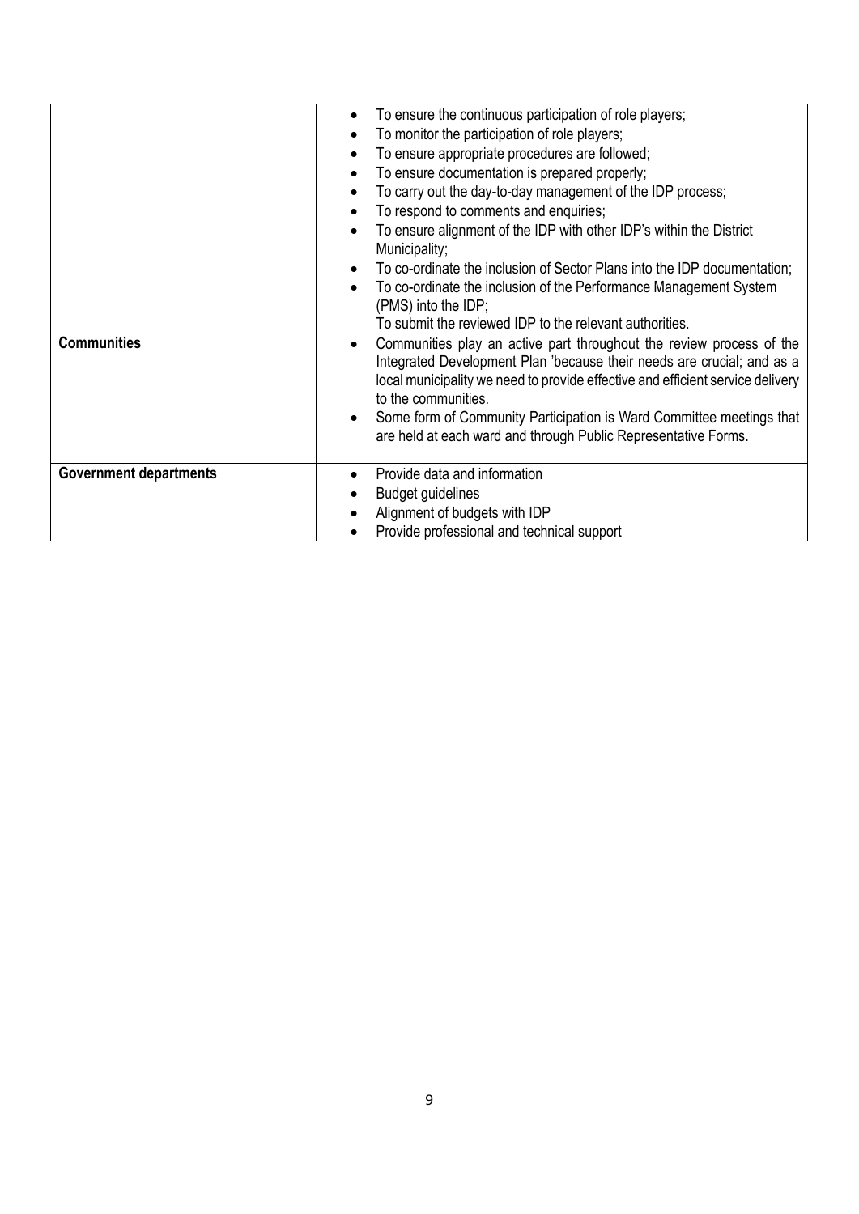| | |
|---|---|
| | • To ensure the continuous participation of role players;<br>• To monitor the participation of role players;<br>• To ensure appropriate procedures are followed;<br>• To ensure documentation is prepared properly;<br>• To carry out the day-to-day management of the IDP process;<br>• To respond to comments and enquiries;<br>• To ensure alignment of the IDP with other IDP's within the District Municipality;<br>• To co-ordinate the inclusion of Sector Plans into the IDP documentation;<br>• To co-ordinate the inclusion of the Performance Management System (PMS) into the IDP;<br>To submit the reviewed IDP to the relevant authorities. |
| **Communities** | • Communities play an active part throughout the review process of the Integrated Development Plan 'because their needs are crucial; and as a local municipality we need to provide effective and efficient service delivery to the communities.<br>• Some form of Community Participation is Ward Committee meetings that are held at each ward and through Public Representative Forms. |
| **Government departments** | • Provide data and information<br>• Budget guidelines<br>• Alignment of budgets with IDP<br>• Provide professional and technical support |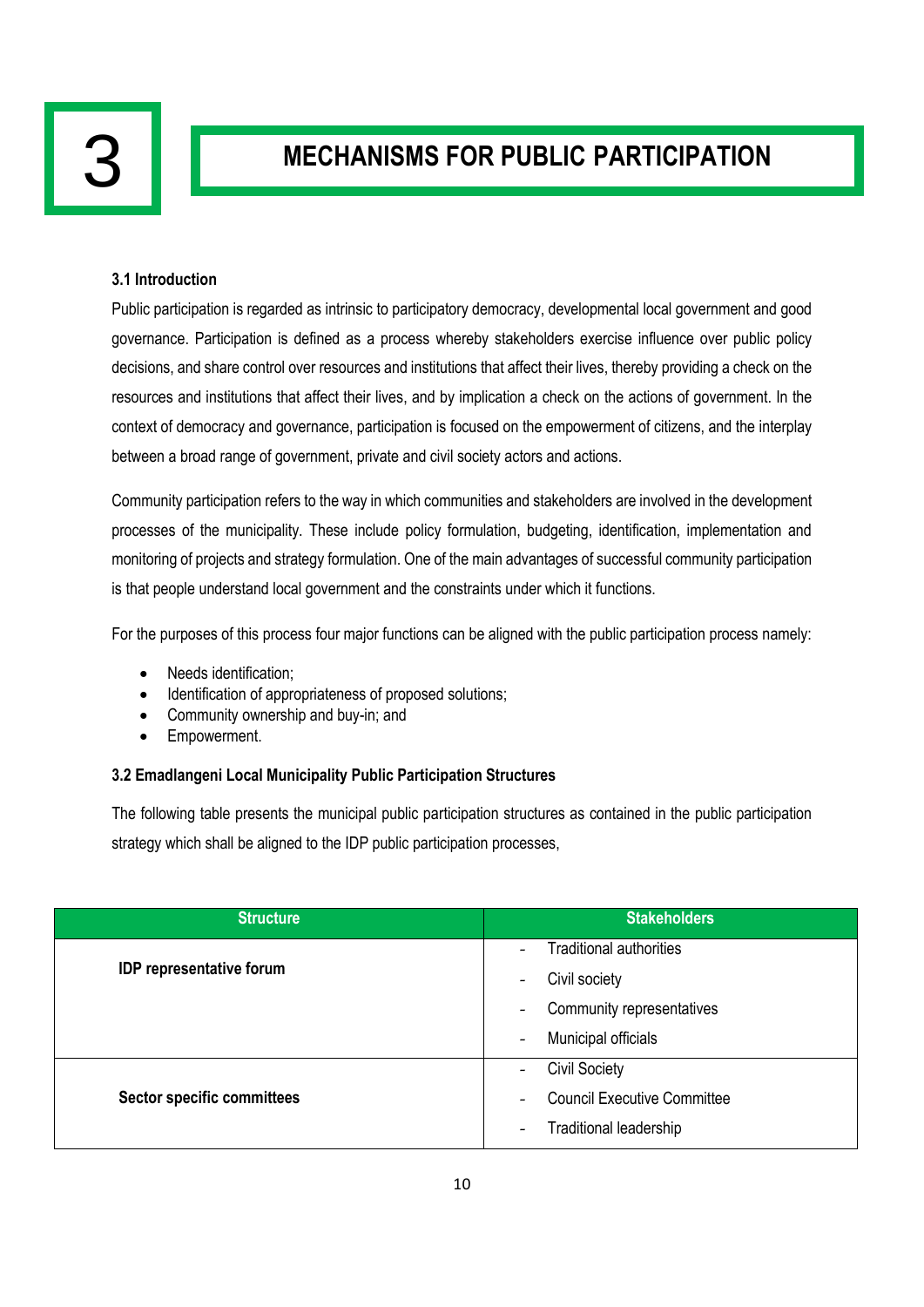# 3 MECHANISMS FOR PUBLIC PARTICIPATION

### 3.1 Introduction

Public participation is regarded as intrinsic to participatory democracy, developmental local government and good governance. Participation is defined as a process whereby stakeholders exercise influence over public policy decisions, and share control over resources and institutions that affect their lives, thereby providing a check on the resources and institutions that affect their lives, and by implication a check on the actions of government. In the context of democracy and governance, participation is focused on the empowerment of citizens, and the interplay between a broad range of government, private and civil society actors and actions.

Community participation refers to the way in which communities and stakeholders are involved in the development processes of the municipality. These include policy formulation, budgeting, identification, implementation and monitoring of projects and strategy formulation. One of the main advantages of successful community participation is that people understand local government and the constraints under which it functions.

For the purposes of this process four major functions can be aligned with the public participation process namely:

- Needs identification;
- Identification of appropriateness of proposed solutions;
- Community ownership and buy-in; and
- Empowerment.

### 3.2 Emadlangeni Local Municipality Public Participation Structures

The following table presents the municipal public participation structures as contained in the public participation strategy which shall be aligned to the IDP public participation processes,

| Structure | Stakeholders |
|---|---|
| **IDP representative forum** | - Traditional authorities<br>- Civil society<br>- Community representatives<br>- Municipal officials |
| **Sector specific committees** | - Civil Society<br>- Council Executive Committee<br>- Traditional leadership |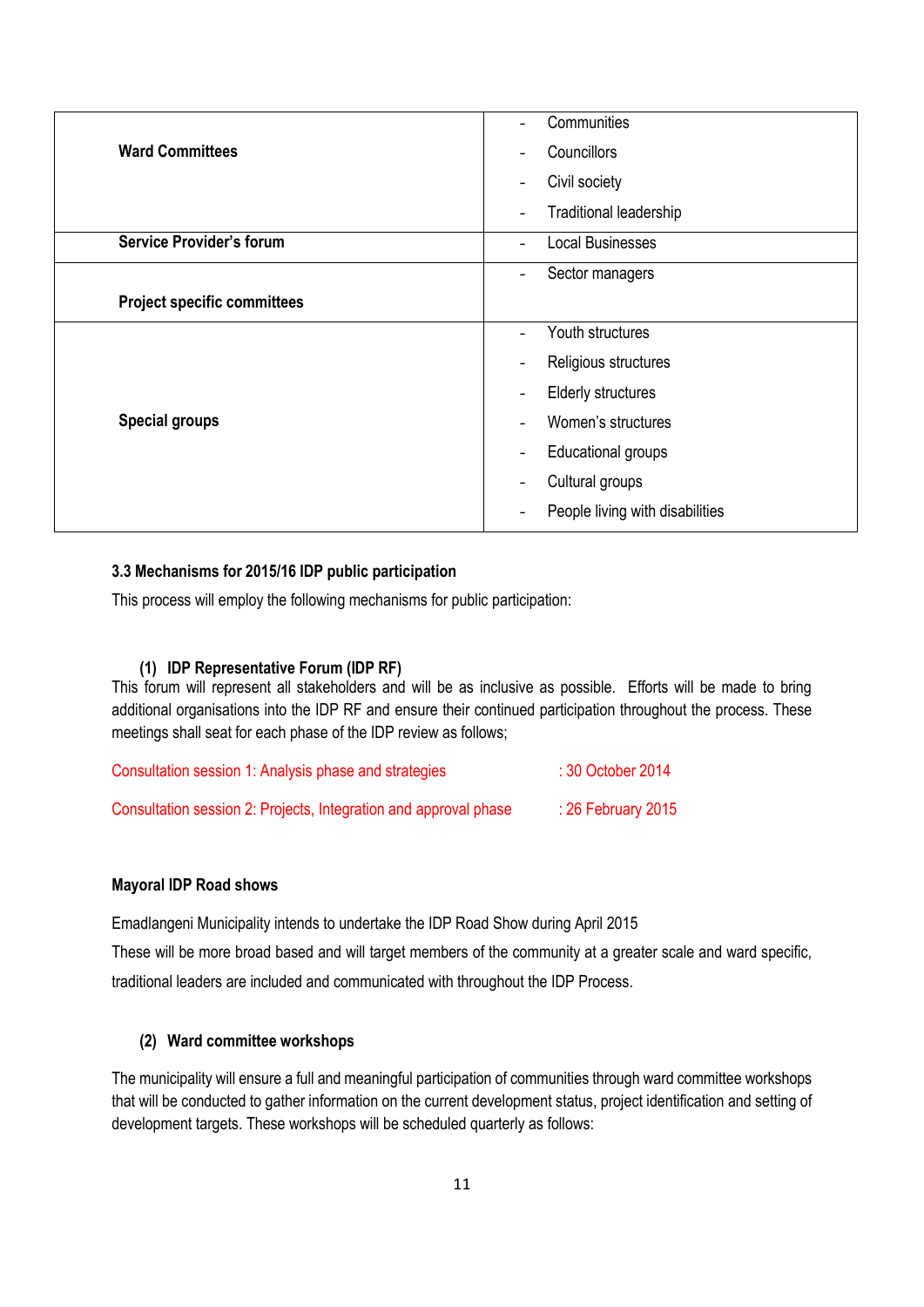| | |
|---|---|
| **Ward Committees** | - Communities<br>- Councillors<br>- Civil society<br>- Traditional leadership |
| **Service Provider's forum** | - Local Businesses |
| **Project specific committees** | - Sector managers |
| **Special groups** | - Youth structures<br>- Religious structures<br>- Elderly structures<br>- Women's structures<br>- Educational groups<br>- Cultural groups<br>- People living with disabilities |

### 3.3 Mechanisms for 2015/16 IDP public participation

This process will employ the following mechanisms for public participation:

**(1) IDP Representative Forum (IDP RF)**

This forum will represent all stakeholders and will be as inclusive as possible. Efforts will be made to bring additional organisations into the IDP RF and ensure their continued participation throughout the process. These meetings shall seat for each phase of the IDP review as follows;

Consultation session 1: Analysis phase and strategies : 30 October 2014

Consultation session 2: Projects, Integration and approval phase : 26 February 2015

**Mayoral IDP Road shows**

Emadlangeni Municipality intends to undertake the IDP Road Show during April 2015

These will be more broad based and will target members of the community at a greater scale and ward specific, traditional leaders are included and communicated with throughout the IDP Process.

**(2) Ward committee workshops**

The municipality will ensure a full and meaningful participation of communities through ward committee workshops that will be conducted to gather information on the current development status, project identification and setting of development targets. These workshops will be scheduled quarterly as follows: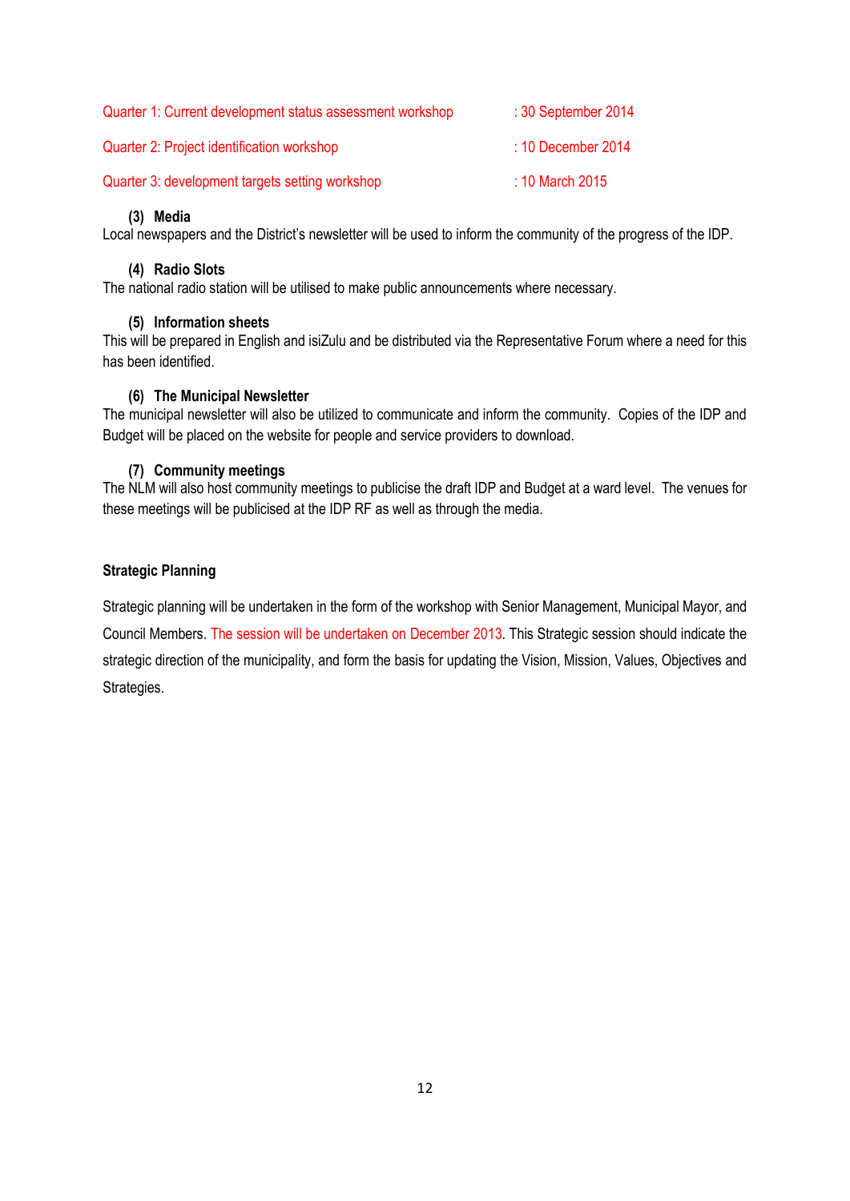Quarter 1: Current development status assessment workshop : 30 September 2014

Quarter 2: Project identification workshop : 10 December 2014

Quarter 3: development targets setting workshop : 10 March 2015

**(3) Media**

Local newspapers and the District's newsletter will be used to inform the community of the progress of the IDP.

**(4) Radio Slots**

The national radio station will be utilised to make public announcements where necessary.

**(5) Information sheets**

This will be prepared in English and isiZulu and be distributed via the Representative Forum where a need for this has been identified.

**(6) The Municipal Newsletter**

The municipal newsletter will also be utilized to communicate and inform the community. Copies of the IDP and Budget will be placed on the website for people and service providers to download.

**(7) Community meetings**

The NLM will also host community meetings to publicise the draft IDP and Budget at a ward level. The venues for these meetings will be publicised at the IDP RF as well as through the media.

**Strategic Planning**

Strategic planning will be undertaken in the form of the workshop with Senior Management, Municipal Mayor, and Council Members. The session will be undertaken on December 2013. This Strategic session should indicate the strategic direction of the municipality, and form the basis for updating the Vision, Mission, Values, Objectives and Strategies.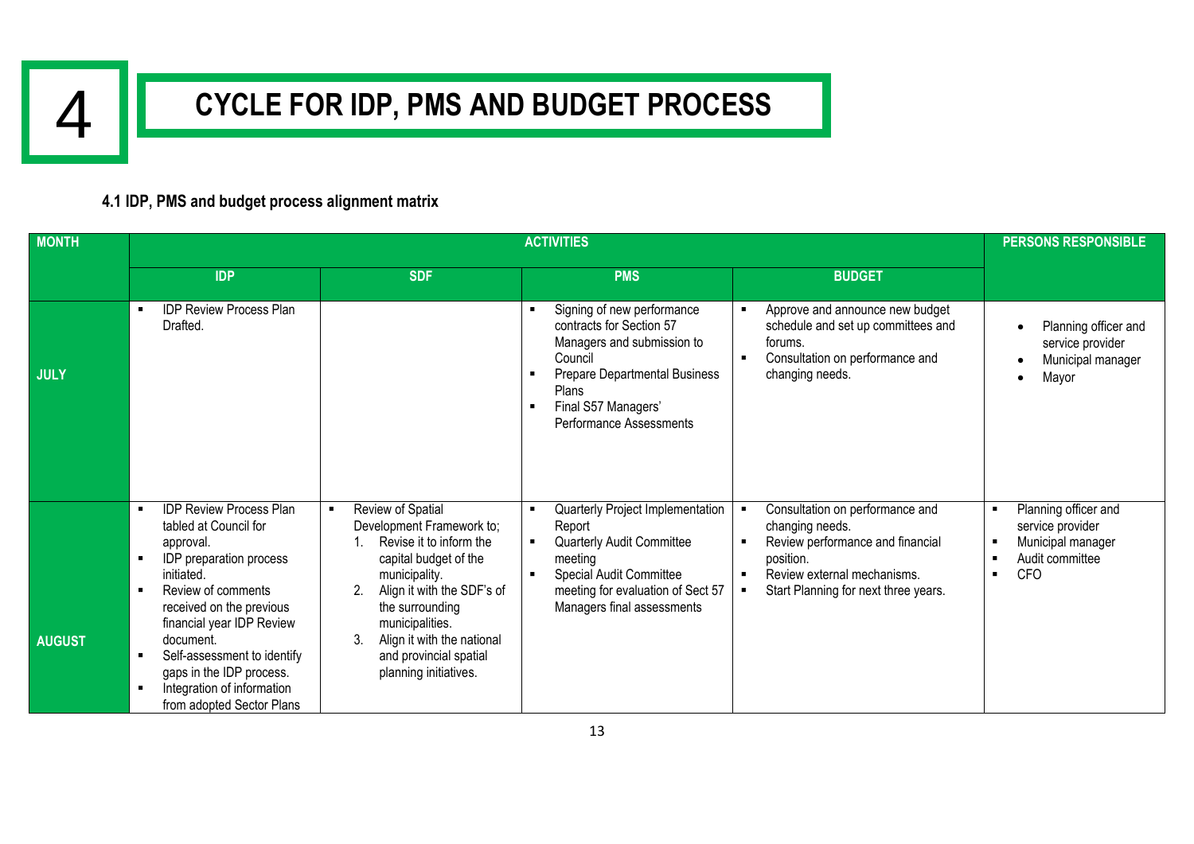# 4 CYCLE FOR IDP, PMS AND BUDGET PROCESS

### 4.1 IDP, PMS and budget process alignment matrix

| MONTH | ACTIVITIES | | | | PERSONS RESPONSIBLE |
|---|---|---|---|---|---|
| | IDP | SDF | PMS | BUDGET | |
| JULY | ▪ IDP Review Process Plan Drafted. | | ▪ Signing of new performance contracts for Section 57 Managers and submission to Council<br>▪ Prepare Departmental Business Plans<br>▪ Final S57 Managers' Performance Assessments | ▪ Approve and announce new budget schedule and set up committees and forums.<br>▪ Consultation on performance and changing needs. | • Planning officer and service provider<br>• Municipal manager<br>• Mayor |
| AUGUST | ▪ IDP Review Process Plan tabled at Council for approval.<br>▪ IDP preparation process initiated.<br>▪ Review of comments received on the previous financial year IDP Review document.<br>▪ Self-assessment to identify gaps in the IDP process.<br>▪ Integration of information from adopted Sector Plans | ▪ Review of Spatial Development Framework to;<br>1. Revise it to inform the capital budget of the municipality.<br>2. Align it with the SDF's of the surrounding municipalities.<br>3. Align it with the national and provincial spatial planning initiatives. | ▪ Quarterly Project Implementation Report<br>▪ Quarterly Audit Committee meeting<br>▪ Special Audit Committee meeting for evaluation of Sect 57 Managers final assessments | ▪ Consultation on performance and changing needs.<br>▪ Review performance and financial position.<br>▪ Review external mechanisms.<br>▪ Start Planning for next three years. | ▪ Planning officer and service provider<br>▪ Municipal manager<br>▪ Audit committee<br>▪ CFO |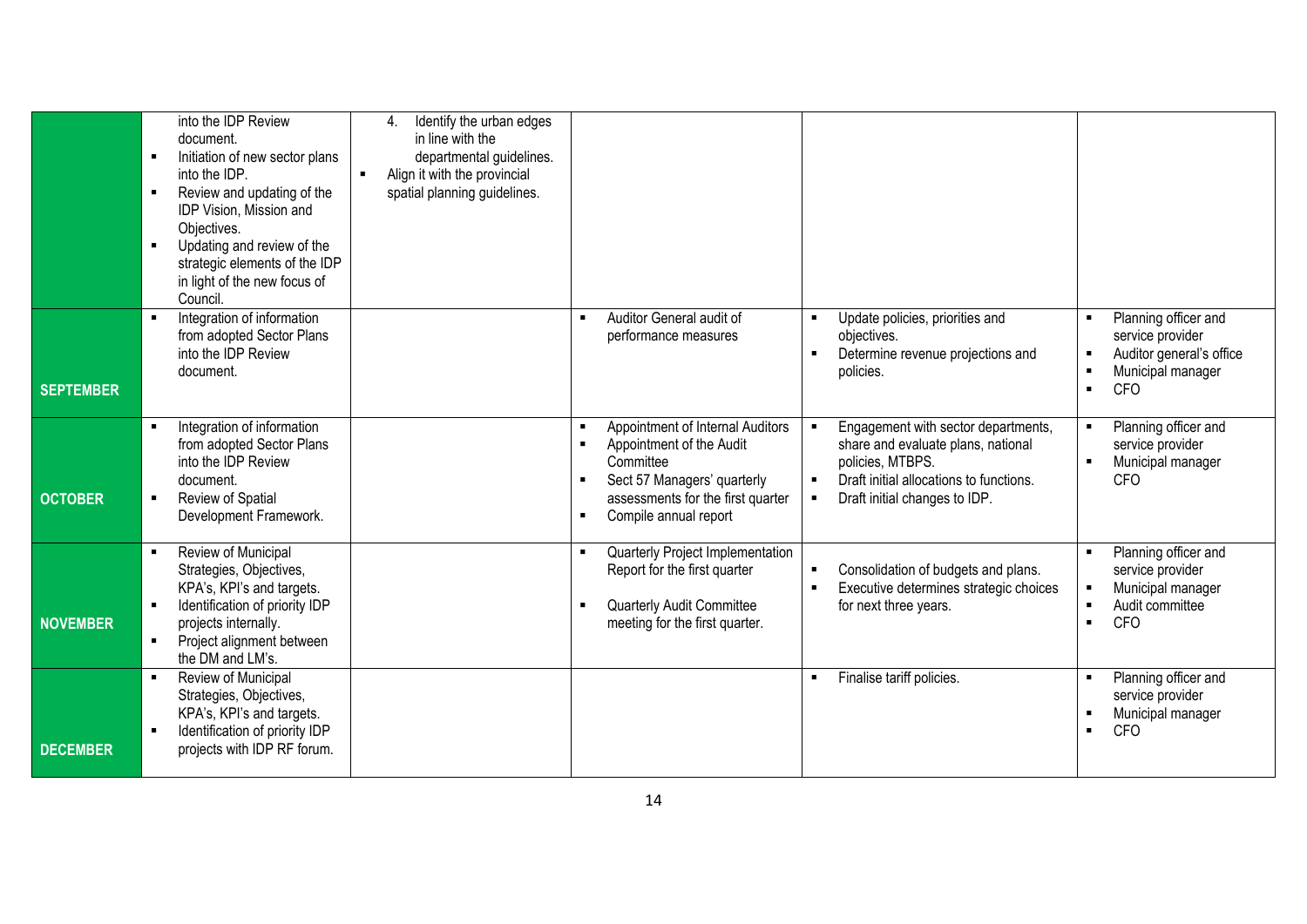| | | | | | |
|---|---|---|---|---|---|
| | into the IDP Review document.<br>▪ Initiation of new sector plans into the IDP.<br>▪ Review and updating of the IDP Vision, Mission and Objectives.<br>▪ Updating and review of the strategic elements of the IDP in light of the new focus of Council. | 4. Identify the urban edges in line with the departmental guidelines.<br>▪ Align it with the provincial spatial planning guidelines. | | | |
| **SEPTEMBER** | ▪ Integration of information from adopted Sector Plans into the IDP Review document. | | ▪ Auditor General audit of performance measures | ▪ Update policies, priorities and objectives.<br>▪ Determine revenue projections and policies. | ▪ Planning officer and service provider<br>▪ Auditor general's office<br>▪ Municipal manager<br>▪ CFO |
| **OCTOBER** | ▪ Integration of information from adopted Sector Plans into the IDP Review document.<br>▪ Review of Spatial Development Framework. | | ▪ Appointment of Internal Auditors<br>▪ Appointment of the Audit Committee<br>▪ Sect 57 Managers' quarterly assessments for the first quarter<br>▪ Compile annual report | ▪ Engagement with sector departments, share and evaluate plans, national policies, MTBPS.<br>▪ Draft initial allocations to functions.<br>▪ Draft initial changes to IDP. | ▪ Planning officer and service provider<br>▪ Municipal manager CFO |
| **NOVEMBER** | ▪ Review of Municipal Strategies, Objectives, KPA's, KPI's and targets.<br>▪ Identification of priority IDP projects internally.<br>▪ Project alignment between the DM and LM's. | | ▪ Quarterly Project Implementation Report for the first quarter<br>▪ Quarterly Audit Committee meeting for the first quarter. | ▪ Consolidation of budgets and plans.<br>▪ Executive determines strategic choices for next three years. | ▪ Planning officer and service provider<br>▪ Municipal manager<br>▪ Audit committee<br>▪ CFO |
| **DECEMBER** | ▪ Review of Municipal Strategies, Objectives, KPA's, KPI's and targets.<br>▪ Identification of priority IDP projects with IDP RF forum. | | | ▪ Finalise tariff policies. | ▪ Planning officer and service provider<br>▪ Municipal manager<br>▪ CFO |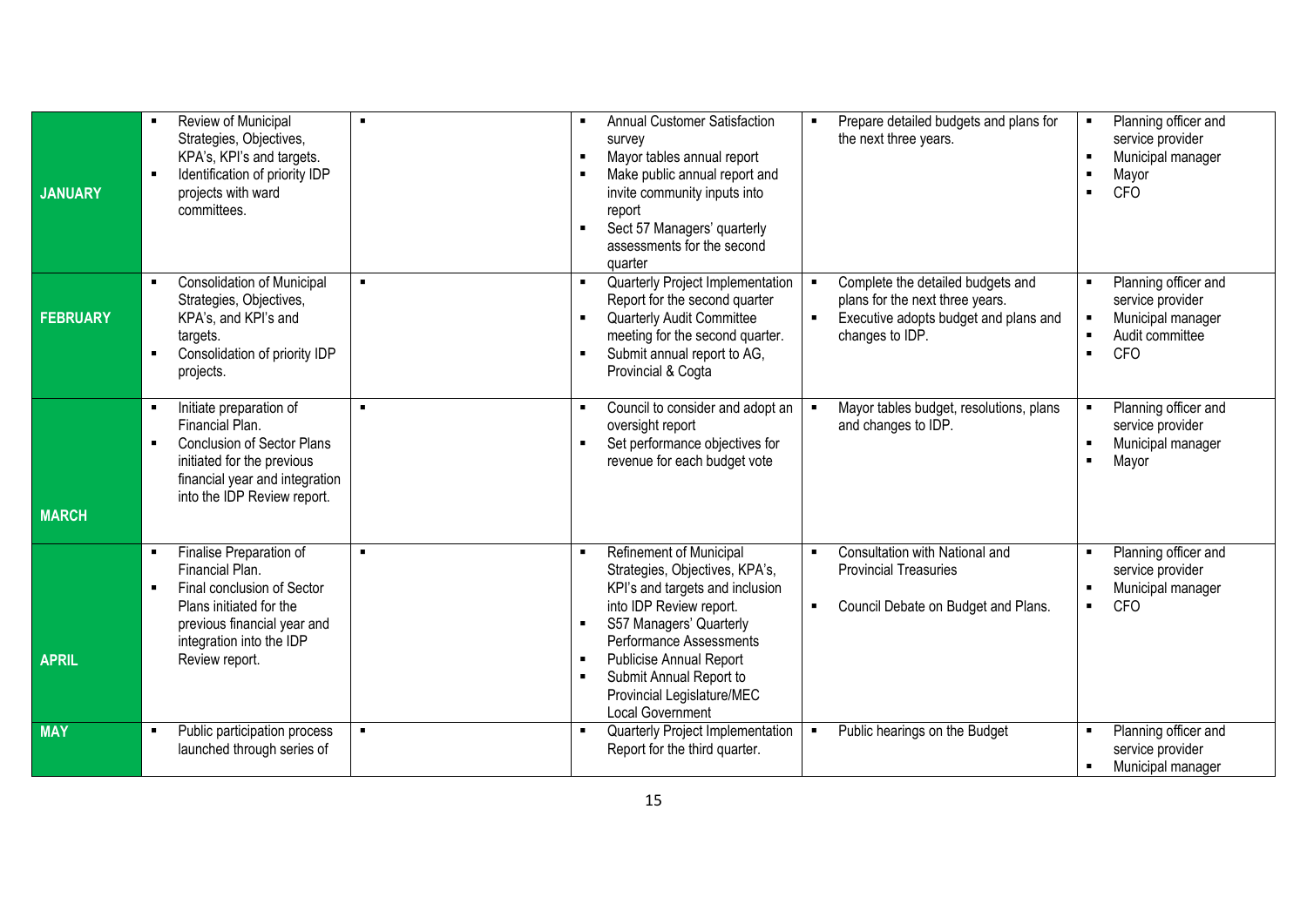| | | | | | |
|---|---|---|---|---|---|
| **JANUARY** | ▪ Review of Municipal Strategies, Objectives, KPA's, KPI's and targets.<br>▪ Identification of priority IDP projects with ward committees. | ▪ | ▪ Annual Customer Satisfaction survey<br>▪ Mayor tables annual report<br>▪ Make public annual report and invite community inputs into report<br>▪ Sect 57 Managers' quarterly assessments for the second quarter | ▪ Prepare detailed budgets and plans for the next three years. | ▪ Planning officer and service provider<br>▪ Municipal manager<br>▪ Mayor<br>▪ CFO |
| **FEBRUARY** | ▪ Consolidation of Municipal Strategies, Objectives, KPA's, and KPI's and targets.<br>▪ Consolidation of priority IDP projects. | ▪ | ▪ Quarterly Project Implementation Report for the second quarter<br>▪ Quarterly Audit Committee meeting for the second quarter.<br>▪ Submit annual report to AG, Provincial & Cogta | ▪ Complete the detailed budgets and plans for the next three years.<br>▪ Executive adopts budget and plans and changes to IDP. | ▪ Planning officer and service provider<br>▪ Municipal manager<br>▪ Audit committee<br>▪ CFO |
| **MARCH** | ▪ Initiate preparation of Financial Plan.<br>▪ Conclusion of Sector Plans initiated for the previous financial year and integration into the IDP Review report. | ▪ | ▪ Council to consider and adopt an oversight report<br>▪ Set performance objectives for revenue for each budget vote | ▪ Mayor tables budget, resolutions, plans and changes to IDP. | ▪ Planning officer and service provider<br>▪ Municipal manager<br>▪ Mayor |
| **APRIL** | ▪ Finalise Preparation of Financial Plan.<br>▪ Final conclusion of Sector Plans initiated for the previous financial year and integration into the IDP Review report. | ▪ | ▪ Refinement of Municipal Strategies, Objectives, KPA's, KPI's and targets and inclusion into IDP Review report.<br>▪ S57 Managers' Quarterly Performance Assessments<br>▪ Publicise Annual Report<br>▪ Submit Annual Report to Provincial Legislature/MEC Local Government | ▪ Consultation with National and Provincial Treasuries<br>▪ Council Debate on Budget and Plans. | ▪ Planning officer and service provider<br>▪ Municipal manager<br>▪ CFO |
| **MAY** | ▪ Public participation process launched through series of | ▪ | ▪ Quarterly Project Implementation Report for the third quarter. | ▪ Public hearings on the Budget | ▪ Planning officer and service provider<br>▪ Municipal manager |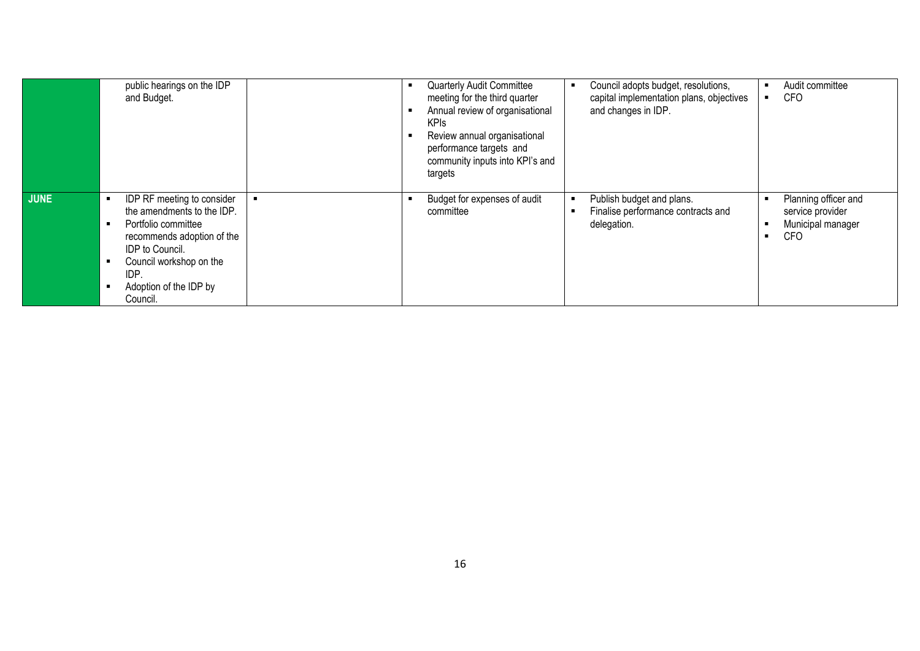| | | | | | |
|---|---|---|---|---|---|
| | public hearings on the IDP and Budget. | | ▪ Quarterly Audit Committee meeting for the third quarter<br>▪ Annual review of organisational KPIs<br>▪ Review annual organisational performance targets and community inputs into KPI's and targets | ▪ Council adopts budget, resolutions, capital implementation plans, objectives and changes in IDP. | ▪ Audit committee<br>▪ CFO |
| **JUNE** | ▪ IDP RF meeting to consider the amendments to the IDP.<br>▪ Portfolio committee recommends adoption of the IDP to Council.<br>▪ Council workshop on the IDP.<br>▪ Adoption of the IDP by Council. | ▪ | ▪ Budget for expenses of audit committee | ▪ Publish budget and plans.<br>▪ Finalise performance contracts and delegation. | ▪ Planning officer and service provider<br>▪ Municipal manager<br>▪ CFO |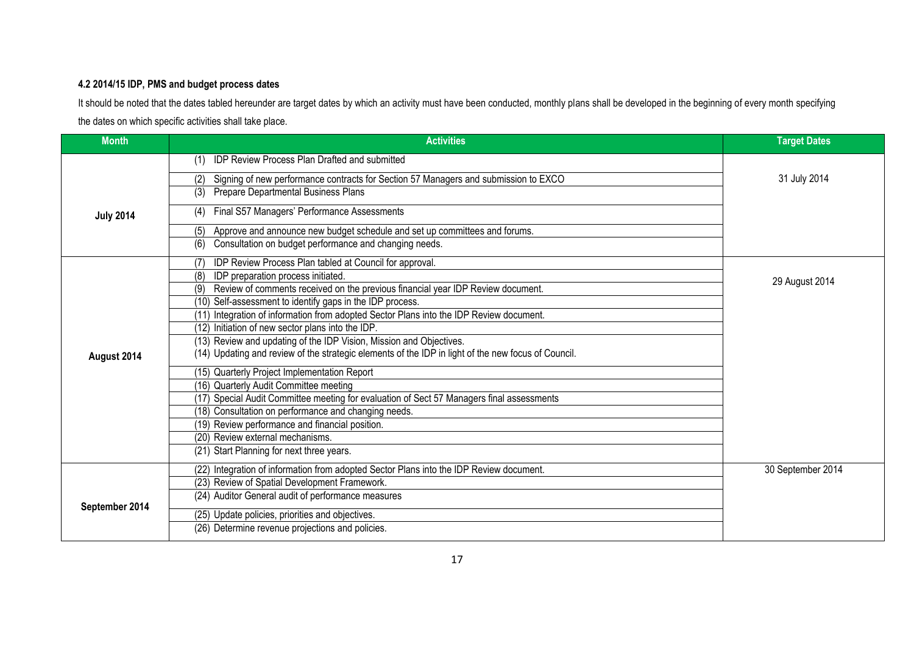#### 4.2 2014/15 IDP, PMS and budget process dates

It should be noted that the dates tabled hereunder are target dates by which an activity must have been conducted, monthly plans shall be developed in the beginning of every month specifying the dates on which specific activities shall take place.

| Month | Activities | Target Dates |
|---|---|---|
| July 2014 | (1) IDP Review Process Plan Drafted and submitted | 31 July 2014 |
| | (2) Signing of new performance contracts for Section 57 Managers and submission to EXCO | |
| | (3) Prepare Departmental Business Plans | |
| | (4) Final S57 Managers' Performance Assessments | |
| | (5) Approve and announce new budget schedule and set up committees and forums. | |
| | (6) Consultation on budget performance and changing needs. | |
| August 2014 | (7) IDP Review Process Plan tabled at Council for approval. | 29 August 2014 |
| | (8) IDP preparation process initiated. | |
| | (9) Review of comments received on the previous financial year IDP Review document. | |
| | (10) Self-assessment to identify gaps in the IDP process. | |
| | (11) Integration of information from adopted Sector Plans into the IDP Review document. | |
| | (12) Initiation of new sector plans into the IDP. | |
| | (13) Review and updating of the IDP Vision, Mission and Objectives. | |
| | (14) Updating and review of the strategic elements of the IDP in light of the new focus of Council. | |
| | (15) Quarterly Project Implementation Report | |
| | (16) Quarterly Audit Committee meeting | |
| | (17) Special Audit Committee meeting for evaluation of Sect 57 Managers final assessments | |
| | (18) Consultation on performance and changing needs. | |
| | (19) Review performance and financial position. | |
| | (20) Review external mechanisms. | |
| | (21) Start Planning for next three years. | |
| September 2014 | (22) Integration of information from adopted Sector Plans into the IDP Review document. | 30 September 2014 |
| | (23) Review of Spatial Development Framework. | |
| | (24) Auditor General audit of performance measures | |
| | (25) Update policies, priorities and objectives. | |
| | (26) Determine revenue projections and policies. | |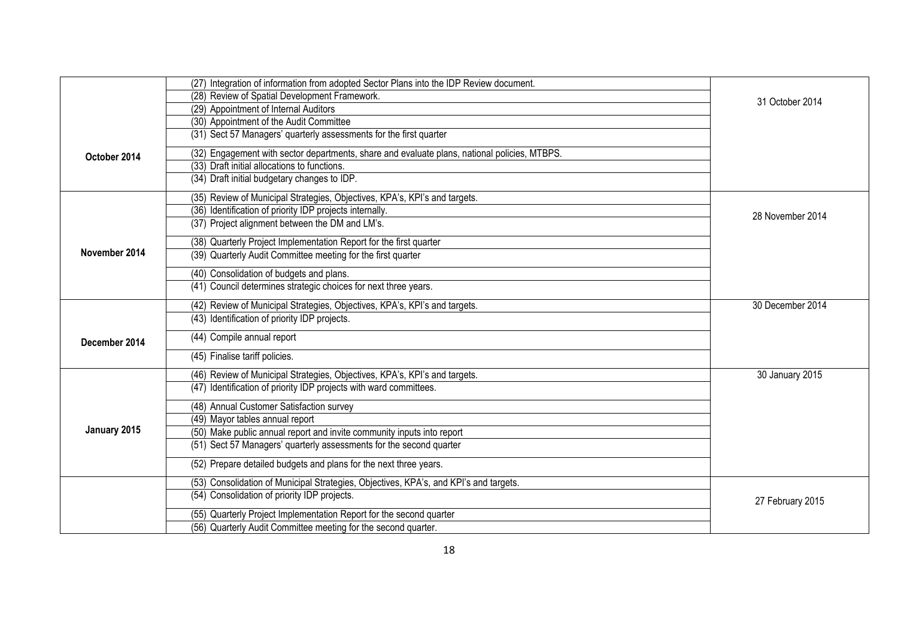| | | |
|---|---|---|
| October 2014 | (27) Integration of information from adopted Sector Plans into the IDP Review document. | 31 October 2014 |
| | (28) Review of Spatial Development Framework. | |
| | (29) Appointment of Internal Auditors | |
| | (30) Appointment of the Audit Committee | |
| | (31) Sect 57 Managers' quarterly assessments for the first quarter | |
| | (32) Engagement with sector departments, share and evaluate plans, national policies, MTBPS. | |
| | (33) Draft initial allocations to functions. | |
| | (34) Draft initial budgetary changes to IDP. | |
| November 2014 | (35) Review of Municipal Strategies, Objectives, KPA's, KPI's and targets. | 28 November 2014 |
| | (36) Identification of priority IDP projects internally. | |
| | (37) Project alignment between the DM and LM's. | |
| | (38) Quarterly Project Implementation Report for the first quarter | |
| | (39) Quarterly Audit Committee meeting for the first quarter | |
| | (40) Consolidation of budgets and plans. | |
| | (41) Council determines strategic choices for next three years. | |
| December 2014 | (42) Review of Municipal Strategies, Objectives, KPA's, KPI's and targets. | 30 December 2014 |
| | (43) Identification of priority IDP projects. | |
| | (44) Compile annual report | |
| | (45) Finalise tariff policies. | |
| January 2015 | (46) Review of Municipal Strategies, Objectives, KPA's, KPI's and targets. | 30 January 2015 |
| | (47) Identification of priority IDP projects with ward committees. | |
| | (48) Annual Customer Satisfaction survey | |
| | (49) Mayor tables annual report | |
| | (50) Make public annual report and invite community inputs into report | |
| | (51) Sect 57 Managers' quarterly assessments for the second quarter | |
| | (52) Prepare detailed budgets and plans for the next three years. | |
| | (53) Consolidation of Municipal Strategies, Objectives, KPA's, and KPI's and targets. | 27 February 2015 |
| | (54) Consolidation of priority IDP projects. | |
| | (55) Quarterly Project Implementation Report for the second quarter | |
| | (56) Quarterly Audit Committee meeting for the second quarter. | |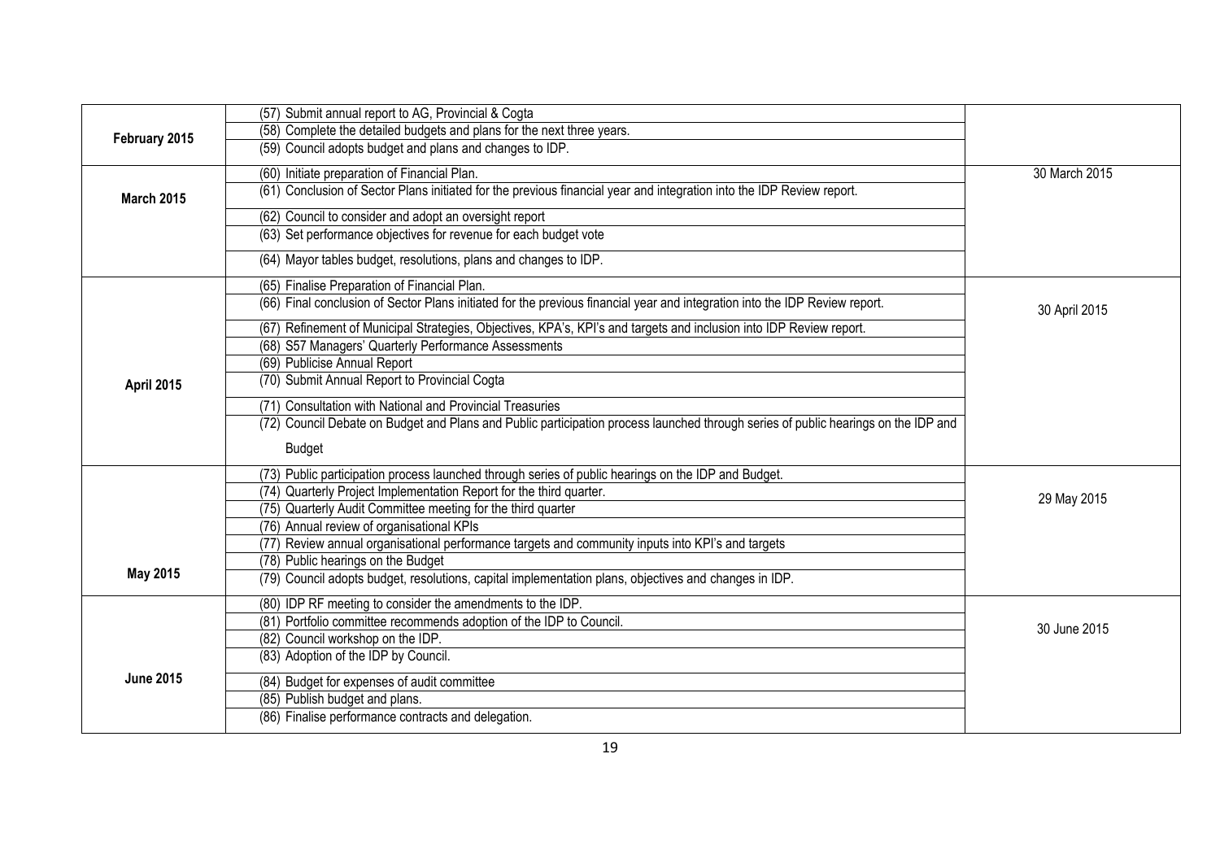| | | |
|---|---|---|
| February 2015 | (57) Submit annual report to AG, Provincial & Cogta | |
| | (58) Complete the detailed budgets and plans for the next three years. | |
| | (59) Council adopts budget and plans and changes to IDP. | |
| March 2015 | (60) Initiate preparation of Financial Plan. | 30 March 2015 |
| | (61) Conclusion of Sector Plans initiated for the previous financial year and integration into the IDP Review report. | |
| | (62) Council to consider and adopt an oversight report | |
| | (63) Set performance objectives for revenue for each budget vote | |
| | (64) Mayor tables budget, resolutions, plans and changes to IDP. | |
| April 2015 | (65) Finalise Preparation of Financial Plan. | 30 April 2015 |
| | (66) Final conclusion of Sector Plans initiated for the previous financial year and integration into the IDP Review report. | |
| | (67) Refinement of Municipal Strategies, Objectives, KPA's, KPI's and targets and inclusion into IDP Review report. | |
| | (68) S57 Managers' Quarterly Performance Assessments | |
| | (69) Publicise Annual Report | |
| | (70) Submit Annual Report to Provincial Cogta | |
| | (71) Consultation with National and Provincial Treasuries | |
| | (72) Council Debate on Budget and Plans and Public participation process launched through series of public hearings on the IDP and Budget | |
| May 2015 | (73) Public participation process launched through series of public hearings on the IDP and Budget. | 29 May 2015 |
| | (74) Quarterly Project Implementation Report for the third quarter. | |
| | (75) Quarterly Audit Committee meeting for the third quarter | |
| | (76) Annual review of organisational KPIs | |
| | (77) Review annual organisational performance targets and community inputs into KPI's and targets | |
| | (78) Public hearings on the Budget | |
| | (79) Council adopts budget, resolutions, capital implementation plans, objectives and changes in IDP. | |
| June 2015 | (80) IDP RF meeting to consider the amendments to the IDP. | 30 June 2015 |
| | (81) Portfolio committee recommends adoption of the IDP to Council. | |
| | (82) Council workshop on the IDP. | |
| | (83) Adoption of the IDP by Council. | |
| | (84) Budget for expenses of audit committee | |
| | (85) Publish budget and plans. | |
| | (86) Finalise performance contracts and delegation. | |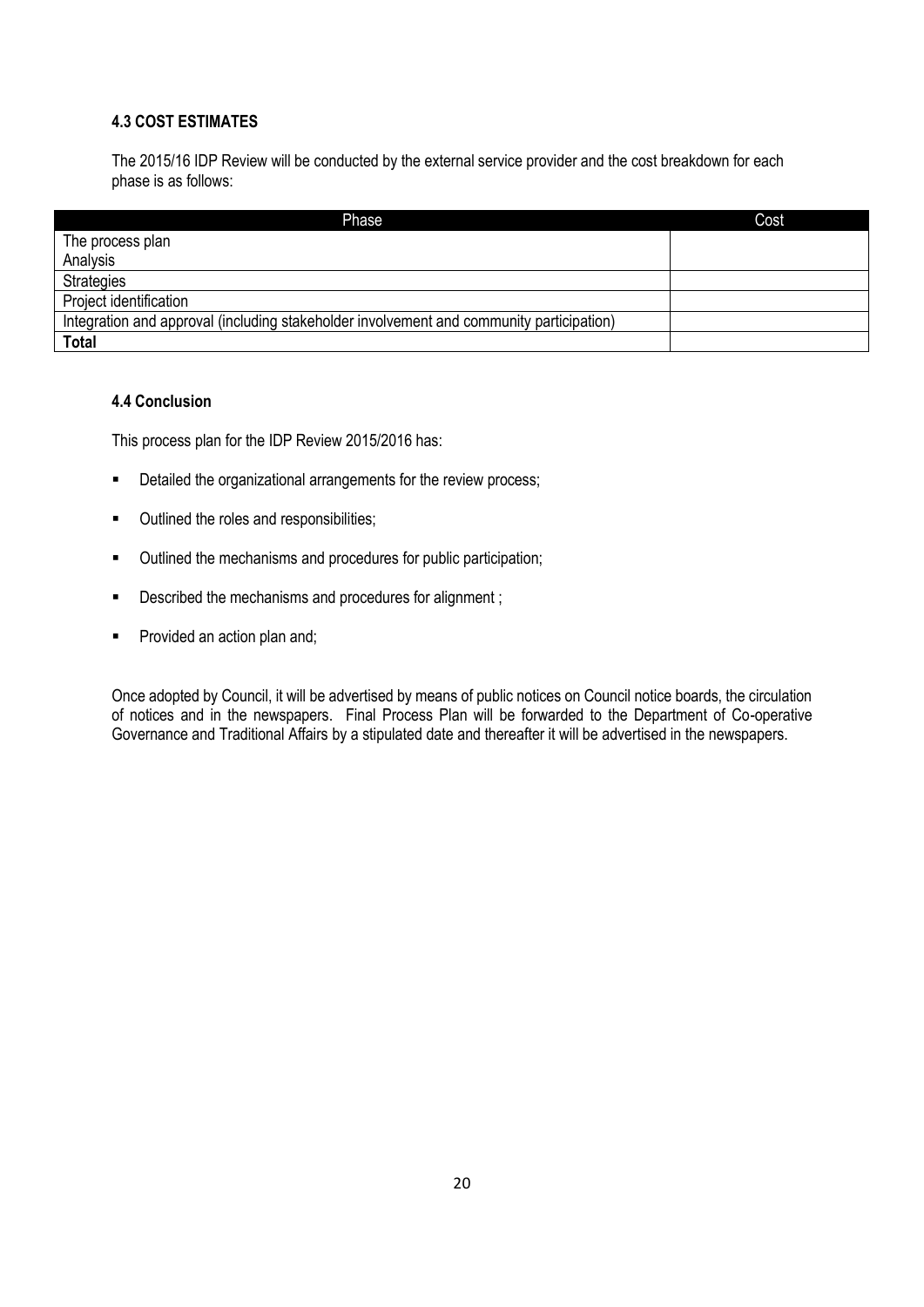#### 4.3 COST ESTIMATES

The 2015/16 IDP Review will be conducted by the external service provider and the cost breakdown for each phase is as follows:

| Phase | Cost |
|---|---|
| The process plan<br>Analysis | |
| Strategies | |
| Project identification | |
| Integration and approval (including stakeholder involvement and community participation) | |
| **Total** | |

#### 4.4 Conclusion

This process plan for the IDP Review 2015/2016 has:

- Detailed the organizational arrangements for the review process;
- Outlined the roles and responsibilities;
- Outlined the mechanisms and procedures for public participation;
- Described the mechanisms and procedures for alignment ;
- Provided an action plan and;

Once adopted by Council, it will be advertised by means of public notices on Council notice boards, the circulation of notices and in the newspapers. Final Process Plan will be forwarded to the Department of Co-operative Governance and Traditional Affairs by a stipulated date and thereafter it will be advertised in the newspapers.